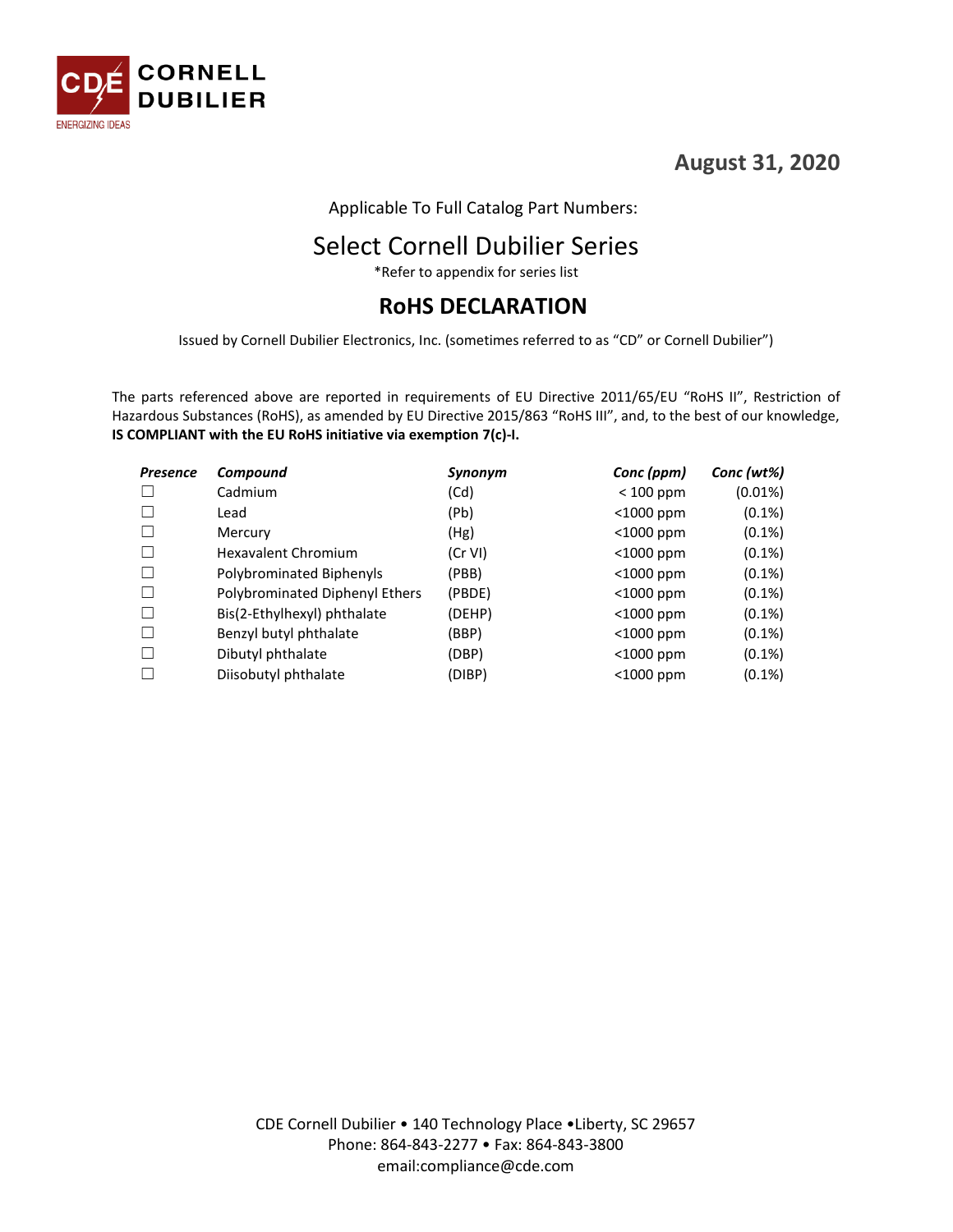CDE CORNELL DUBILIER
ENERGIZING IDEAS

**August 31, 2020**

Applicable To Full Catalog Part Numbers:

# Select Cornell Dubilier Series

*Refer to appendix for series list

## RoHS DECLARATION

Issued by Cornell Dubilier Electronics, Inc. (sometimes referred to as "CD" or Cornell Dubilier")

The parts referenced above are reported in requirements of EU Directive 2011/65/EU "RoHS II", Restriction of Hazardous Substances (RoHS), as amended by EU Directive 2015/863 "RoHS III", and, to the best of our knowledge, **IS COMPLIANT with the EU RoHS initiative via exemption 7(c)-I.**

| *Presence* | *Compound* | *Synonym* | *Conc (ppm)* | *Conc (wt%)* |
|---|---|---|---|---|
| ☐ | Cadmium | (Cd) | < 100 ppm | (0.01%) |
| ☐ | Lead | (Pb) | <1000 ppm | (0.1%) |
| ☐ | Mercury | (Hg) | <1000 ppm | (0.1%) |
| ☐ | Hexavalent Chromium | (Cr VI) | <1000 ppm | (0.1%) |
| ☐ | Polybrominated Biphenyls | (PBB) | <1000 ppm | (0.1%) |
| ☐ | Polybrominated Diphenyl Ethers | (PBDE) | <1000 ppm | (0.1%) |
| ☐ | Bis(2-Ethylhexyl) phthalate | (DEHP) | <1000 ppm | (0.1%) |
| ☐ | Benzyl butyl phthalate | (BBP) | <1000 ppm | (0.1%) |
| ☐ | Dibutyl phthalate | (DBP) | <1000 ppm | (0.1%) |
| ☐ | Diisobutyl phthalate | (DIBP) | <1000 ppm | (0.1%) |

CDE Cornell Dubilier • 140 Technology Place •Liberty, SC 29657
Phone: 864-843-2277 • Fax: 864-843-3800
email:compliance@cde.com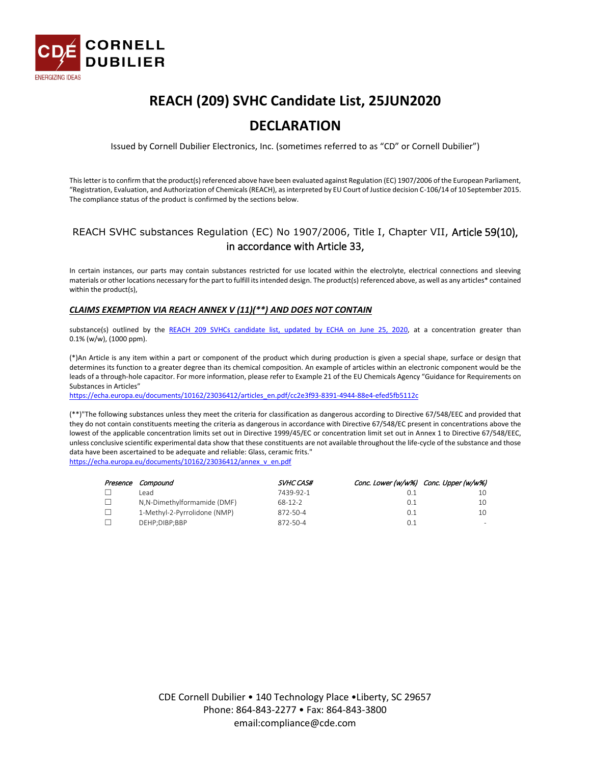# REACH (209) SVHC Candidate List, 25JUN2020

# DECLARATION

Issued by Cornell Dubilier Electronics, Inc. (sometimes referred to as "CD" or Cornell Dubilier")

This letter is to confirm that the product(s) referenced above have been evaluated against Regulation (EC) 1907/2006 of the European Parliament, "Registration, Evaluation, and Authorization of Chemicals (REACH), as interpreted by EU Court of Justice decision C-106/14 of 10 September 2015. The compliance status of the product is confirmed by the sections below.

## REACH SVHC substances Regulation (EC) No 1907/2006, Title I, Chapter VII, Article 59(10), in accordance with Article 33,

In certain instances, our parts may contain substances restricted for use located within the electrolyte, electrical connections and sleeving materials or other locations necessary for the part to fulfill its intended design. The product(s) referenced above, as well as any articles* contained within the product(s),

***CLAIMS EXEMPTION VIA REACH ANNEX V (11)(**) AND DOES NOT CONTAIN***

substance(s) outlined by the REACH 209 SVHCs candidate list, updated by ECHA on June 25, 2020, at a concentration greater than 0.1% (w/w), (1000 ppm).

(*)An Article is any item within a part or component of the product which during production is given a special shape, surface or design that determines its function to a greater degree than its chemical composition. An example of articles within an electronic component would be the leads of a through-hole capacitor. For more information, please refer to Example 21 of the EU Chemicals Agency "Guidance for Requirements on Substances in Articles"
https://echa.europa.eu/documents/10162/23036412/articles_en.pdf/cc2e3f93-8391-4944-88e4-efed5fb5112c

(**)"The following substances unless they meet the criteria for classification as dangerous according to Directive 67/548/EEC and provided that they do not contain constituents meeting the criteria as dangerous in accordance with Directive 67/548/EC present in concentrations above the lowest of the applicable concentration limits set out in Directive 1999/45/EC or concentration limit set out in Annex 1 to Directive 67/548/EEC, unless conclusive scientific experimental data show that these constituents are not available throughout the life-cycle of the substance and those data have been ascertained to be adequate and reliable: Glass, ceramic frits."
https://echa.europa.eu/documents/10162/23036412/annex_v_en.pdf

| *Presence* | *Compound* | *SVHC CAS#* | *Conc. Lower (w/w%)* | *Conc. Upper (w/w%)* |
|---|---|---|---|---|
| ☐ | Lead | 7439-92-1 | 0.1 | 10 |
| ☐ | N,N-Dimethylformamide (DMF) | 68-12-2 | 0.1 | 10 |
| ☐ | 1-Methyl-2-Pyrrolidone (NMP) | 872-50-4 | 0.1 | 10 |
| ☐ | DEHP;DIBP;BBP | 872-50-4 | 0.1 | - |

CDE Cornell Dubilier • 140 Technology Place •Liberty, SC 29657
Phone: 864-843-2277 • Fax: 864-843-3800
email:compliance@cde.com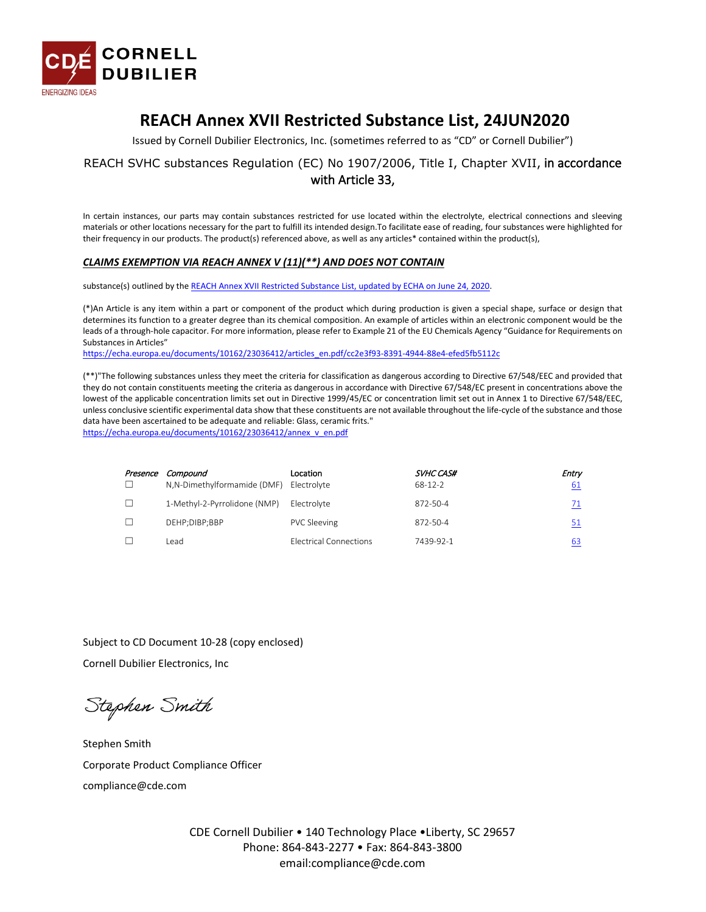CORNELL DUBILIER

ENERGIZING IDEAS

# REACH Annex XVII Restricted Substance List, 24JUN2020

Issued by Cornell Dubilier Electronics, Inc. (sometimes referred to as "CD" or Cornell Dubilier")

REACH SVHC substances Regulation (EC) No 1907/2006, Title I, Chapter XVII, in accordance with Article 33,

In certain instances, our parts may contain substances restricted for use located within the electrolyte, electrical connections and sleeving materials or other locations necessary for the part to fulfill its intended design.To facilitate ease of reading, four substances were highlighted for their frequency in our products. The product(s) referenced above, as well as any articles* contained within the product(s),

***CLAIMS EXEMPTION VIA REACH ANNEX V (11)(**) AND DOES NOT CONTAIN***

substance(s) outlined by the REACH Annex XVII Restricted Substance List, updated by ECHA on June 24, 2020.

(*)An Article is any item within a part or component of the product which during production is given a special shape, surface or design that determines its function to a greater degree than its chemical composition. An example of articles within an electronic component would be the leads of a through-hole capacitor. For more information, please refer to Example 21 of the EU Chemicals Agency "Guidance for Requirements on Substances in Articles"
https://echa.europa.eu/documents/10162/23036412/articles_en.pdf/cc2e3f93-8391-4944-88e4-efed5fb5112c

(**)"The following substances unless they meet the criteria for classification as dangerous according to Directive 67/548/EEC and provided that they do not contain constituents meeting the criteria as dangerous in accordance with Directive 67/548/EC present in concentrations above the lowest of the applicable concentration limits set out in Directive 1999/45/EC or concentration limit set out in Annex 1 to Directive 67/548/EEC, unless conclusive scientific experimental data show that these constituents are not available throughout the life-cycle of the substance and those data have been ascertained to be adequate and reliable: Glass, ceramic frits."
https://echa.europa.eu/documents/10162/23036412/annex_v_en.pdf

| *Presence* | *Compound* | Location | *SVHC CAS#* | *Entry* |
|---|---|---|---|---|
| ☐ | N,N-Dimethylformamide (DMF) | Electrolyte | 68-12-2 | 61 |
| ☐ | 1-Methyl-2-Pyrrolidone (NMP) | Electrolyte | 872-50-4 | 71 |
| ☐ | DEHP;DIBP;BBP | PVC Sleeving | 872-50-4 | 51 |
| ☐ | Lead | Electrical Connections | 7439-92-1 | 63 |

Subject to CD Document 10-28 (copy enclosed)

Cornell Dubilier Electronics, Inc

*Stephen Smith*

Stephen Smith

Corporate Product Compliance Officer

compliance@cde.com

CDE Cornell Dubilier • 140 Technology Place •Liberty, SC 29657
Phone: 864-843-2277 • Fax: 864-843-3800
email:compliance@cde.com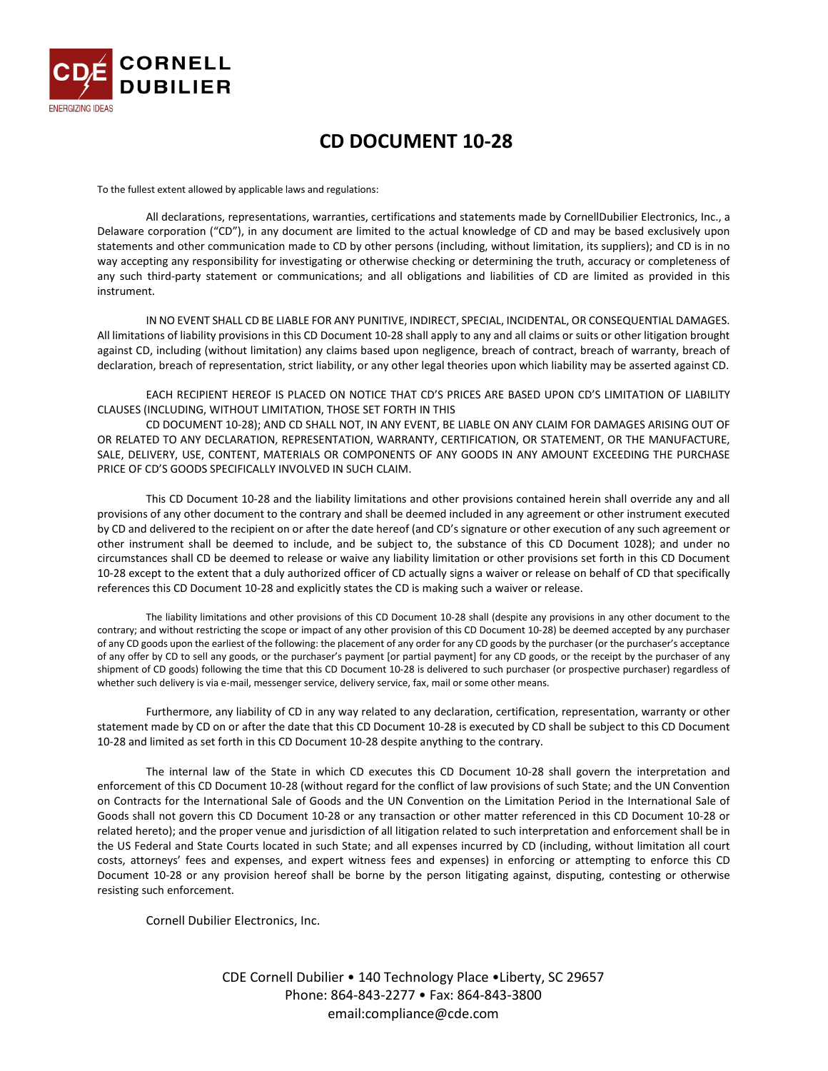CORNELL DUBILIER

ENERGIZING IDEAS

# CD DOCUMENT 10-28

To the fullest extent allowed by applicable laws and regulations:

All declarations, representations, warranties, certifications and statements made by CornellDubilier Electronics, Inc., a Delaware corporation ("CD"), in any document are limited to the actual knowledge of CD and may be based exclusively upon statements and other communication made to CD by other persons (including, without limitation, its suppliers); and CD is in no way accepting any responsibility for investigating or otherwise checking or determining the truth, accuracy or completeness of any such third-party statement or communications; and all obligations and liabilities of CD are limited as provided in this instrument.

IN NO EVENT SHALL CD BE LIABLE FOR ANY PUNITIVE, INDIRECT, SPECIAL, INCIDENTAL, OR CONSEQUENTIAL DAMAGES. All limitations of liability provisions in this CD Document 10-28 shall apply to any and all claims or suits or other litigation brought against CD, including (without limitation) any claims based upon negligence, breach of contract, breach of warranty, breach of declaration, breach of representation, strict liability, or any other legal theories upon which liability may be asserted against CD.

EACH RECIPIENT HEREOF IS PLACED ON NOTICE THAT CD'S PRICES ARE BASED UPON CD'S LIMITATION OF LIABILITY CLAUSES (INCLUDING, WITHOUT LIMITATION, THOSE SET FORTH IN THIS

CD DOCUMENT 10-28); AND CD SHALL NOT, IN ANY EVENT, BE LIABLE ON ANY CLAIM FOR DAMAGES ARISING OUT OF OR RELATED TO ANY DECLARATION, REPRESENTATION, WARRANTY, CERTIFICATION, OR STATEMENT, OR THE MANUFACTURE, SALE, DELIVERY, USE, CONTENT, MATERIALS OR COMPONENTS OF ANY GOODS IN ANY AMOUNT EXCEEDING THE PURCHASE PRICE OF CD'S GOODS SPECIFICALLY INVOLVED IN SUCH CLAIM.

This CD Document 10-28 and the liability limitations and other provisions contained herein shall override any and all provisions of any other document to the contrary and shall be deemed included in any agreement or other instrument executed by CD and delivered to the recipient on or after the date hereof (and CD's signature or other execution of any such agreement or other instrument shall be deemed to include, and be subject to, the substance of this CD Document 1028); and under no circumstances shall CD be deemed to release or waive any liability limitation or other provisions set forth in this CD Document 10-28 except to the extent that a duly authorized officer of CD actually signs a waiver or release on behalf of CD that specifically references this CD Document 10-28 and explicitly states the CD is making such a waiver or release.

The liability limitations and other provisions of this CD Document 10-28 shall (despite any provisions in any other document to the contrary; and without restricting the scope or impact of any other provision of this CD Document 10-28) be deemed accepted by any purchaser of any CD goods upon the earliest of the following: the placement of any order for any CD goods by the purchaser (or the purchaser's acceptance of any offer by CD to sell any goods, or the purchaser's payment [or partial payment] for any CD goods, or the receipt by the purchaser of any shipment of CD goods) following the time that this CD Document 10-28 is delivered to such purchaser (or prospective purchaser) regardless of whether such delivery is via e-mail, messenger service, delivery service, fax, mail or some other means.

Furthermore, any liability of CD in any way related to any declaration, certification, representation, warranty or other statement made by CD on or after the date that this CD Document 10-28 is executed by CD shall be subject to this CD Document 10-28 and limited as set forth in this CD Document 10-28 despite anything to the contrary.

The internal law of the State in which CD executes this CD Document 10-28 shall govern the interpretation and enforcement of this CD Document 10-28 (without regard for the conflict of law provisions of such State; and the UN Convention on Contracts for the International Sale of Goods and the UN Convention on the Limitation Period in the International Sale of Goods shall not govern this CD Document 10-28 or any transaction or other matter referenced in this CD Document 10-28 or related hereto); and the proper venue and jurisdiction of all litigation related to such interpretation and enforcement shall be in the US Federal and State Courts located in such State; and all expenses incurred by CD (including, without limitation all court costs, attorneys' fees and expenses, and expert witness fees and expenses) in enforcing or attempting to enforce this CD Document 10-28 or any provision hereof shall be borne by the person litigating against, disputing, contesting or otherwise resisting such enforcement.

Cornell Dubilier Electronics, Inc.

CDE Cornell Dubilier • 140 Technology Place •Liberty, SC 29657
Phone: 864-843-2277 • Fax: 864-843-3800
email:compliance@cde.com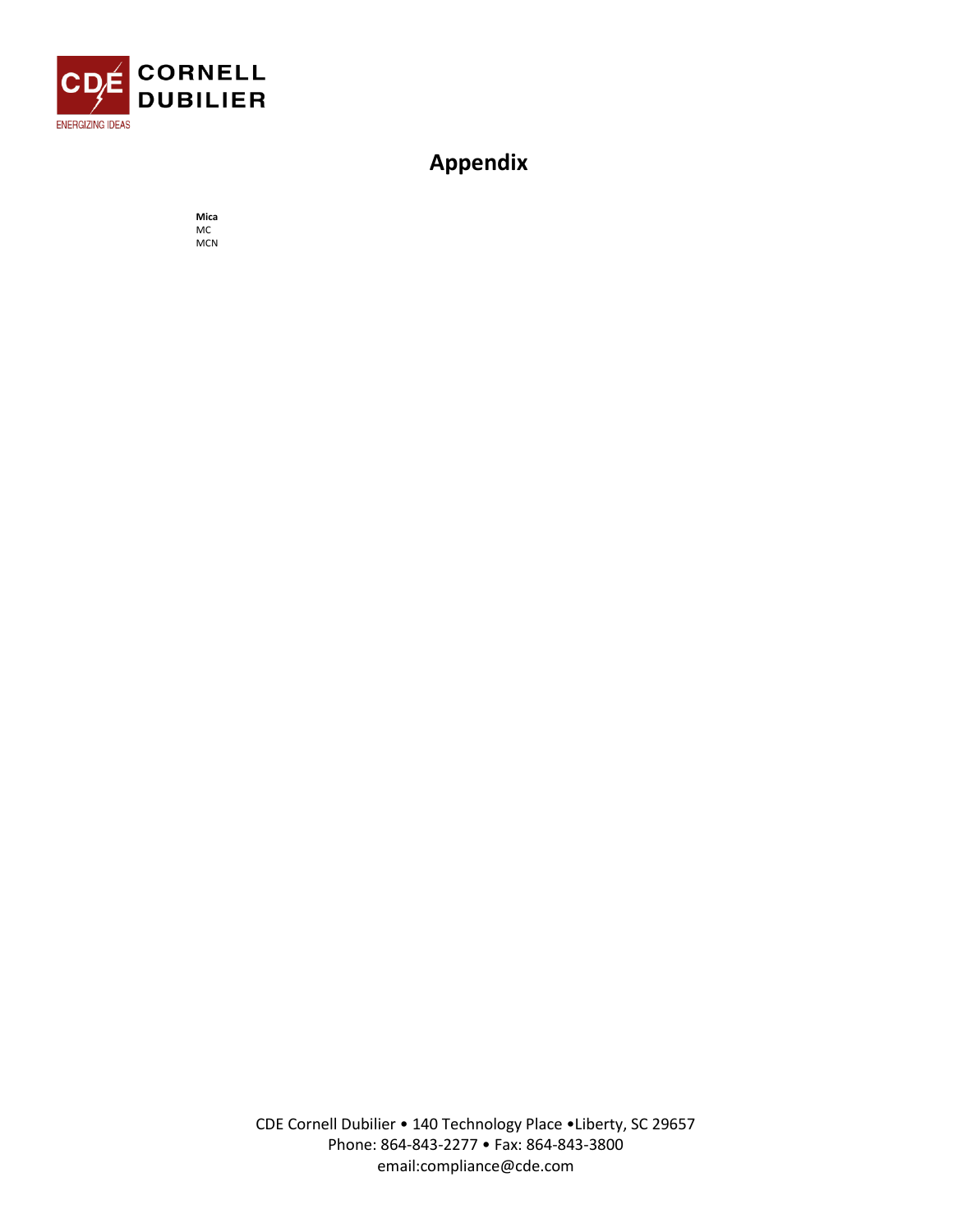# Appendix

**Mica**
MC
MCN